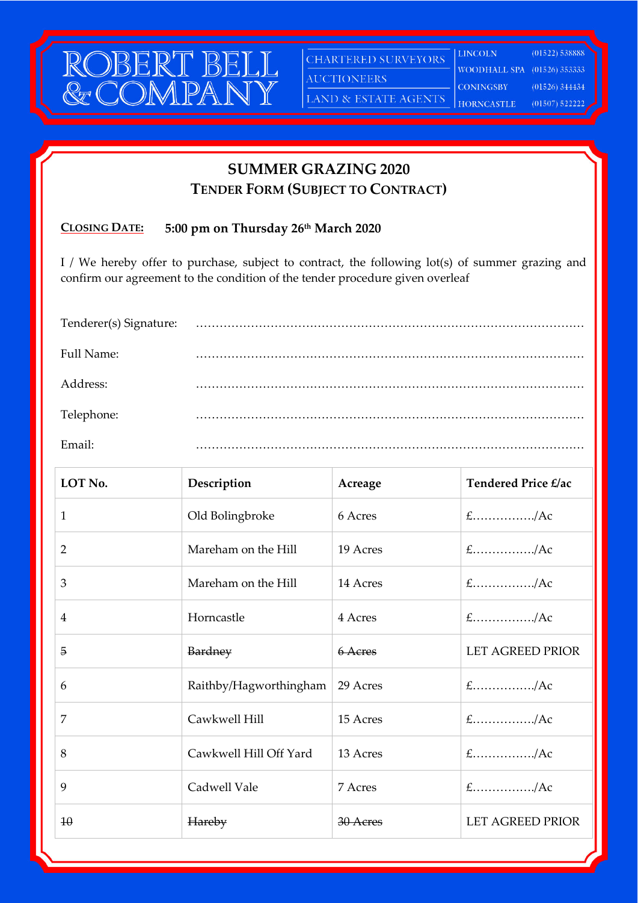ROBERT BELL & COMPANY

CHARTERED SURVEYORS
AUCTIONEERS
LAND & ESTATE AGENTS

| | |
|---|---|
| LINCOLN | (01522) 538888 |
| WOODHALL SPA | (01526) 353333 |
| CONINGSBY | (01526) 344434 |
| HORNCASTLE | (01507) 522222 |

# SUMMER GRAZING 2020

## TENDER FORM (SUBJECT TO CONTRACT)

**CLOSING DATE:** **5:00 pm on Thursday 26th March 2020**

I / We hereby offer to purchase, subject to contract, the following lot(s) of summer grazing and confirm our agreement to the condition of the tender procedure given overleaf

Tenderer(s) Signature: ……………………………………………………………………………………

Full Name: ……………………………………………………………………………………

Address: ……………………………………………………………………………………

Telephone: ……………………………………………………………………………………

Email: ……………………………………………………………………………………

| LOT No. | Description | Acreage | Tendered Price £/ac |
|---|---|---|---|
| 1 | Old Bolingbroke | 6 Acres | £……………/Ac |
| 2 | Mareham on the Hill | 19 Acres | £……………/Ac |
| 3 | Mareham on the Hill | 14 Acres | £……………/Ac |
| 4 | Horncastle | 4 Acres | £……………/Ac |
| ~~5~~ | ~~Bardney~~ | ~~6 Acres~~ | LET AGREED PRIOR |
| 6 | Raithby/Hagworthingham | 29 Acres | £……………/Ac |
| 7 | Cawkwell Hill | 15 Acres | £……………/Ac |
| 8 | Cawkwell Hill Off Yard | 13 Acres | £……………/Ac |
| 9 | Cadwell Vale | 7 Acres | £……………/Ac |
| ~~10~~ | ~~Hareby~~ | ~~30 Acres~~ | LET AGREED PRIOR |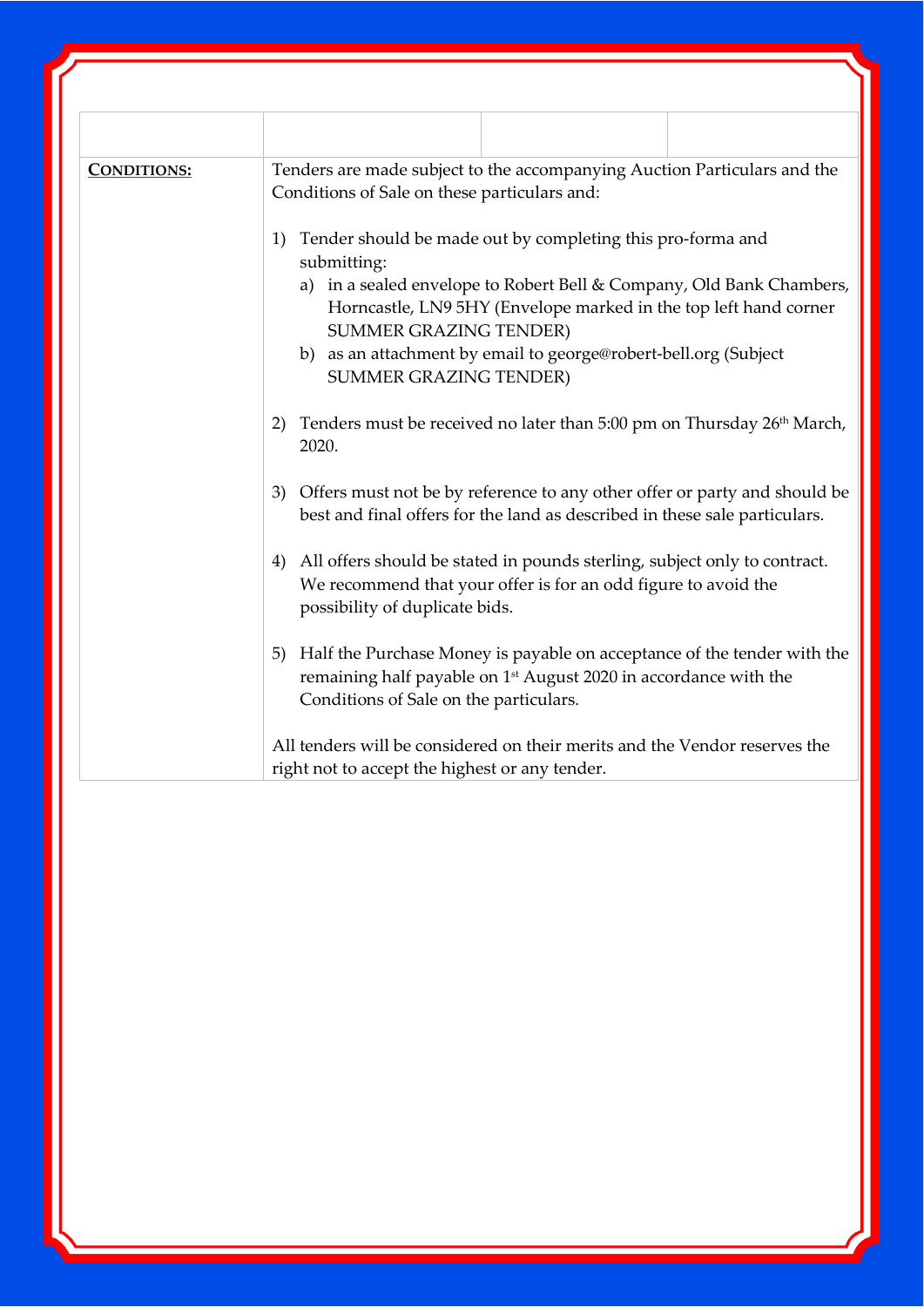| | | | |
|---|---|---|---|
| | | | |
| **CONDITIONS:** | Tenders are made subject to the accompanying Auction Particulars and the Conditions of Sale on these particulars and:<br><br>1) Tender should be made out by completing this pro-forma and submitting:<br>a) in a sealed envelope to Robert Bell & Company, Old Bank Chambers, Horncastle, LN9 5HY (Envelope marked in the top left hand corner SUMMER GRAZING TENDER)<br>b) as an attachment by email to george@robert-bell.org (Subject SUMMER GRAZING TENDER)<br><br>2) Tenders must be received no later than 5:00 pm on Thursday 26th March, 2020.<br><br>3) Offers must not be by reference to any other offer or party and should be best and final offers for the land as described in these sale particulars.<br><br>4) All offers should be stated in pounds sterling, subject only to contract. We recommend that your offer is for an odd figure to avoid the possibility of duplicate bids.<br><br>5) Half the Purchase Money is payable on acceptance of the tender with the remaining half payable on 1st August 2020 in accordance with the Conditions of Sale on the particulars.<br><br>All tenders will be considered on their merits and the Vendor reserves the right not to accept the highest or any tender. | | |